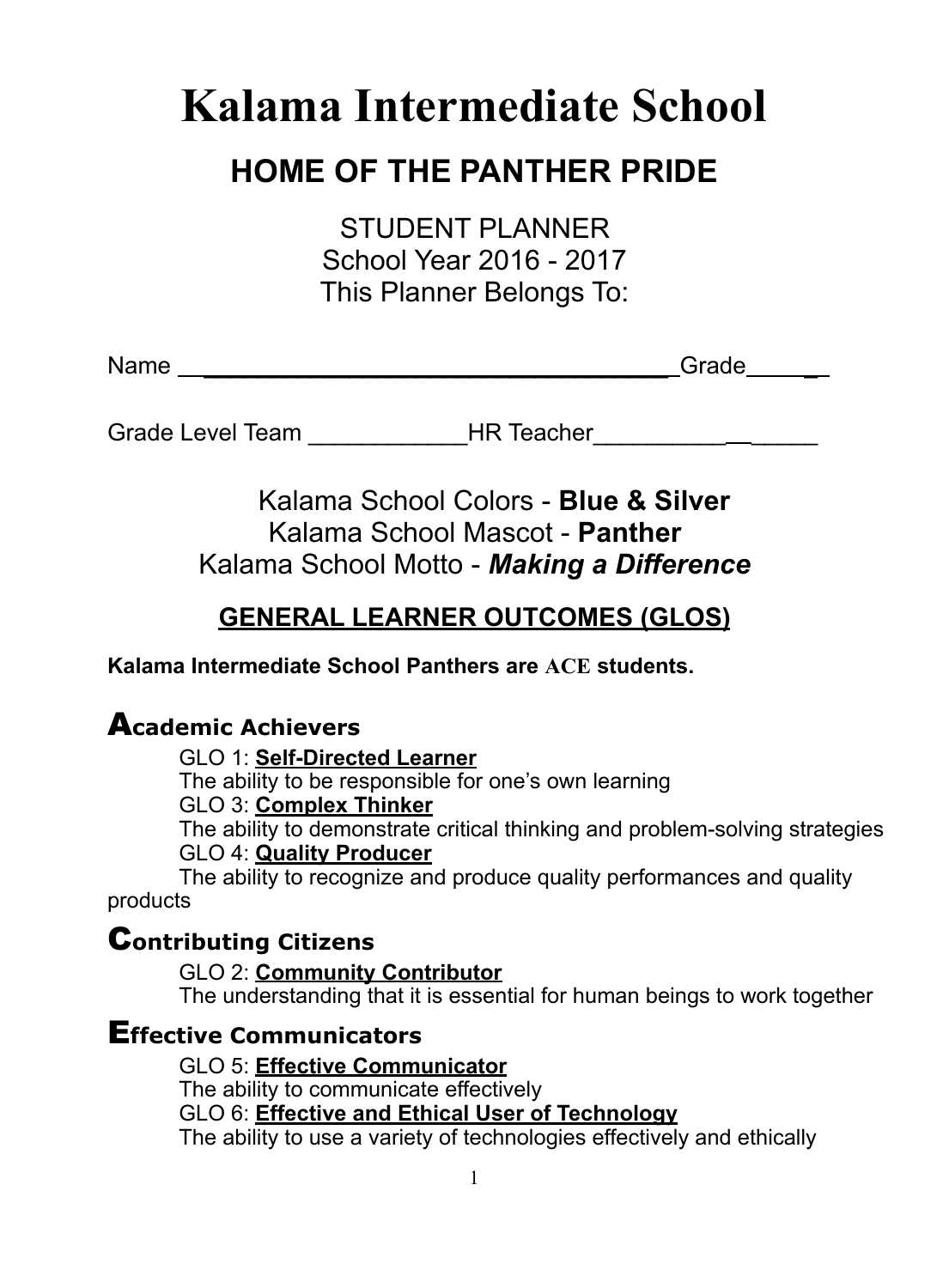# Kalama Intermediate School

## HOME OF THE PANTHER PRIDE

STUDENT PLANNER
School Year 2016 - 2017
This Planner Belongs To:

Name ______________________________________Grade______

Grade Level Team ____________HR Teacher________________

Kalama School Colors - **Blue & Silver**
Kalama School Mascot - **Panther**
Kalama School Motto - ***Making a Difference***

## GENERAL LEARNER OUTCOMES (GLOS)

**Kalama Intermediate School Panthers are ACE students.**

### Academic Achievers

GLO 1: **Self-Directed Learner**
The ability to be responsible for one's own learning
GLO 3: **Complex Thinker**
The ability to demonstrate critical thinking and problem-solving strategies
GLO 4: **Quality Producer**
The ability to recognize and produce quality performances and quality products

### Contributing Citizens

GLO 2: **Community Contributor**
The understanding that it is essential for human beings to work together

### Effective Communicators

GLO 5: **Effective Communicator**
The ability to communicate effectively
GLO 6: **Effective and Ethical User of Technology**
The ability to use a variety of technologies effectively and ethically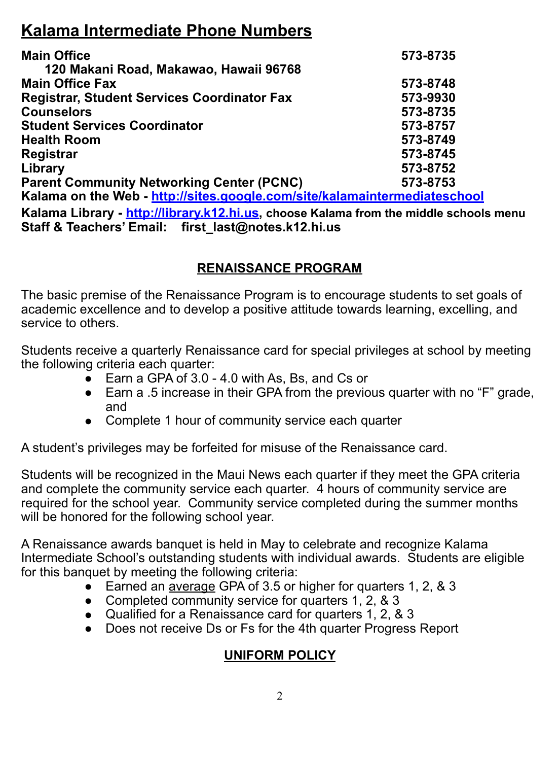# Kalama Intermediate Phone Numbers

| | |
|---|---|
| **Main Office** | **573-8735** |
| **120 Makani Road, Makawao, Hawaii 96768** | |
| **Main Office Fax** | **573-8748** |
| **Registrar, Student Services Coordinator Fax** | **573-9930** |
| **Counselors** | **573-8735** |
| **Student Services Coordinator** | **573-8757** |
| **Health Room** | **573-8749** |
| **Registrar** | **573-8745** |
| **Library** | **573-8752** |
| **Parent Community Networking Center (PCNC)** | **573-8753** |

**Kalama on the Web - [http://sites.google.com/site/kalamaintermediateschool](http://sites.google.com/site/kalamaintermediateschool)**

**Kalama Library - [http://library.k12.hi.us](http://library.k12.hi.us), choose Kalama from the middle schools menu**

**Staff & Teachers' Email: first_last@notes.k12.hi.us**

## RENAISSANCE PROGRAM

The basic premise of the Renaissance Program is to encourage students to set goals of academic excellence and to develop a positive attitude towards learning, excelling, and service to others.

Students receive a quarterly Renaissance card for special privileges at school by meeting the following criteria each quarter:

- Earn a GPA of 3.0 - 4.0 with As, Bs, and Cs or
- Earn a .5 increase in their GPA from the previous quarter with no "F" grade, and
- Complete 1 hour of community service each quarter

A student's privileges may be forfeited for misuse of the Renaissance card.

Students will be recognized in the Maui News each quarter if they meet the GPA criteria and complete the community service each quarter. 4 hours of community service are required for the school year. Community service completed during the summer months will be honored for the following school year.

A Renaissance awards banquet is held in May to celebrate and recognize Kalama Intermediate School's outstanding students with individual awards. Students are eligible for this banquet by meeting the following criteria:

- Earned an average GPA of 3.5 or higher for quarters 1, 2, & 3
- Completed community service for quarters 1, 2, & 3
- Qualified for a Renaissance card for quarters 1, 2, & 3
- Does not receive Ds or Fs for the 4th quarter Progress Report

## UNIFORM POLICY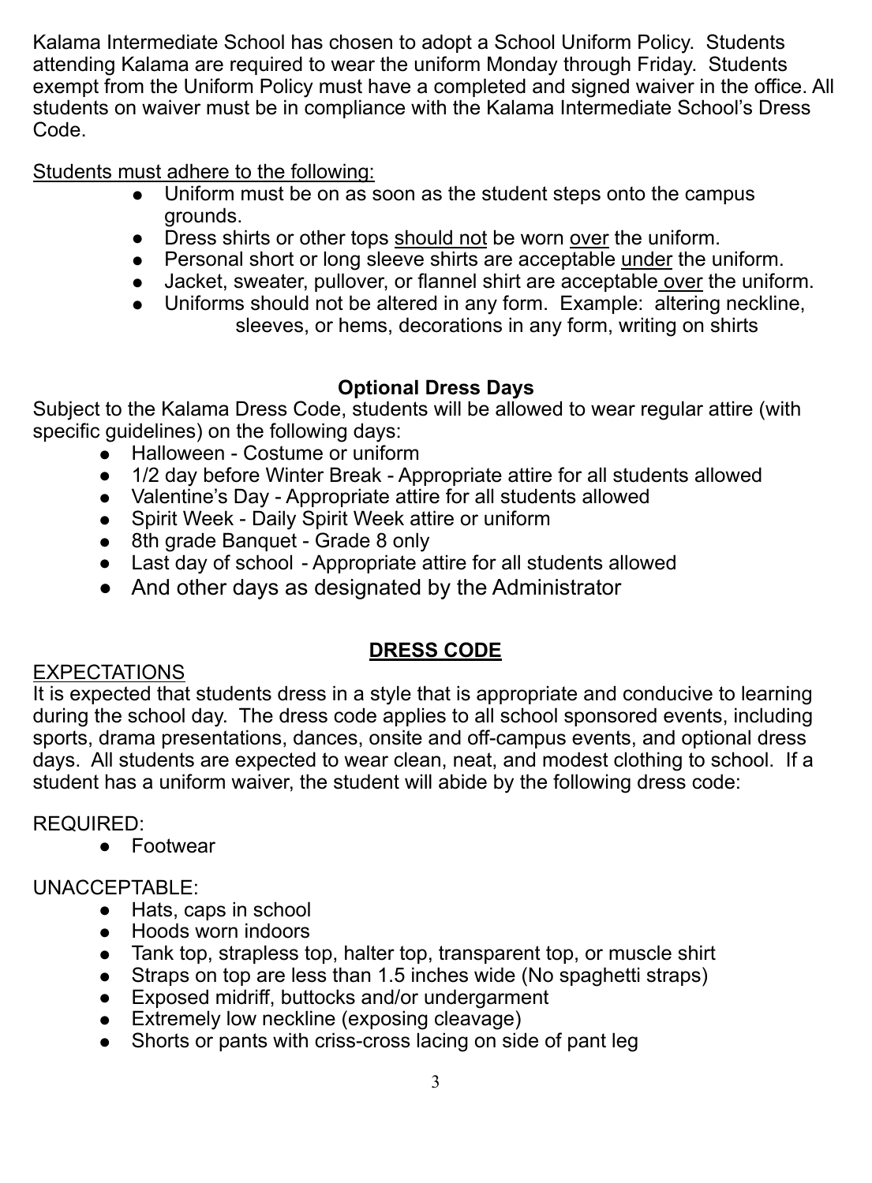Kalama Intermediate School has chosen to adopt a School Uniform Policy. Students attending Kalama are required to wear the uniform Monday through Friday. Students exempt from the Uniform Policy must have a completed and signed waiver in the office. All students on waiver must be in compliance with the Kalama Intermediate School's Dress Code.

Students must adhere to the following:

- Uniform must be on as soon as the student steps onto the campus grounds.
- Dress shirts or other tops should not be worn over the uniform.
- Personal short or long sleeve shirts are acceptable under the uniform.
- Jacket, sweater, pullover, or flannel shirt are acceptable over the uniform.
- Uniforms should not be altered in any form. Example: altering neckline, sleeves, or hems, decorations in any form, writing on shirts

**Optional Dress Days**

Subject to the Kalama Dress Code, students will be allowed to wear regular attire (with specific guidelines) on the following days:

- Halloween - Costume or uniform
- 1/2 day before Winter Break - Appropriate attire for all students allowed
- Valentine's Day - Appropriate attire for all students allowed
- Spirit Week - Daily Spirit Week attire or uniform
- 8th grade Banquet - Grade 8 only
- Last day of school - Appropriate attire for all students allowed
- And other days as designated by the Administrator

## DRESS CODE

EXPECTATIONS

It is expected that students dress in a style that is appropriate and conducive to learning during the school day. The dress code applies to all school sponsored events, including sports, drama presentations, dances, onsite and off-campus events, and optional dress days. All students are expected to wear clean, neat, and modest clothing to school. If a student has a uniform waiver, the student will abide by the following dress code:

REQUIRED:

- Footwear

UNACCEPTABLE:

- Hats, caps in school
- Hoods worn indoors
- Tank top, strapless top, halter top, transparent top, or muscle shirt
- Straps on top are less than 1.5 inches wide (No spaghetti straps)
- Exposed midriff, buttocks and/or undergarment
- Extremely low neckline (exposing cleavage)
- Shorts or pants with criss-cross lacing on side of pant leg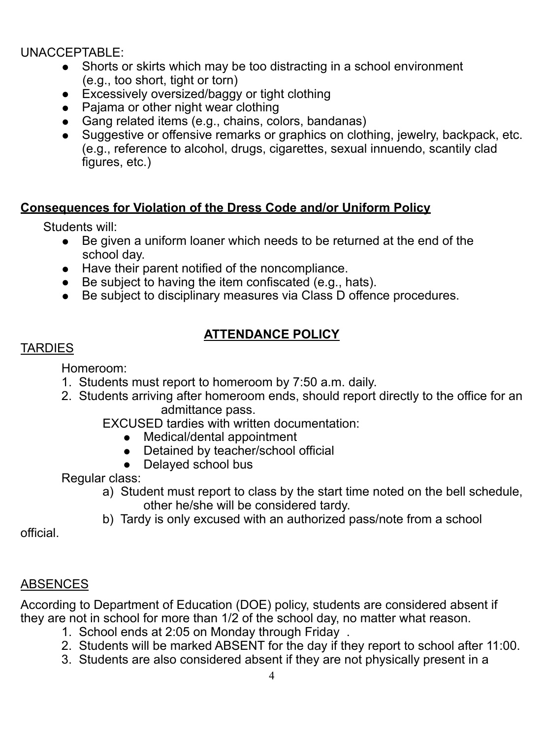UNACCEPTABLE:

- Shorts or skirts which may be too distracting in a school environment (e.g., too short, tight or torn)
- Excessively oversized/baggy or tight clothing
- Pajama or other night wear clothing
- Gang related items (e.g., chains, colors, bandanas)
- Suggestive or offensive remarks or graphics on clothing, jewelry, backpack, etc. (e.g., reference to alcohol, drugs, cigarettes, sexual innuendo, scantily clad figures, etc.)

**Consequences for Violation of the Dress Code and/or Uniform Policy**

Students will:

- Be given a uniform loaner which needs to be returned at the end of the school day.
- Have their parent notified of the noncompliance.
- Be subject to having the item confiscated (e.g., hats).
- Be subject to disciplinary measures via Class D offence procedures.

## ATTENDANCE POLICY

TARDIES

Homeroom:

1. Students must report to homeroom by 7:50 a.m. daily.
2. Students arriving after homeroom ends, should report directly to the office for an admittance pass.

   EXCUSED tardies with written documentation:
   - Medical/dental appointment
   - Detained by teacher/school official
   - Delayed school bus

Regular class:

a) Student must report to class by the start time noted on the bell schedule, other he/she will be considered tardy.

b) Tardy is only excused with an authorized pass/note from a school official.

ABSENCES

According to Department of Education (DOE) policy, students are considered absent if they are not in school for more than 1/2 of the school day, no matter what reason.

1. School ends at 2:05 on Monday through Friday .
2. Students will be marked ABSENT for the day if they report to school after 11:00.
3. Students are also considered absent if they are not physically present in a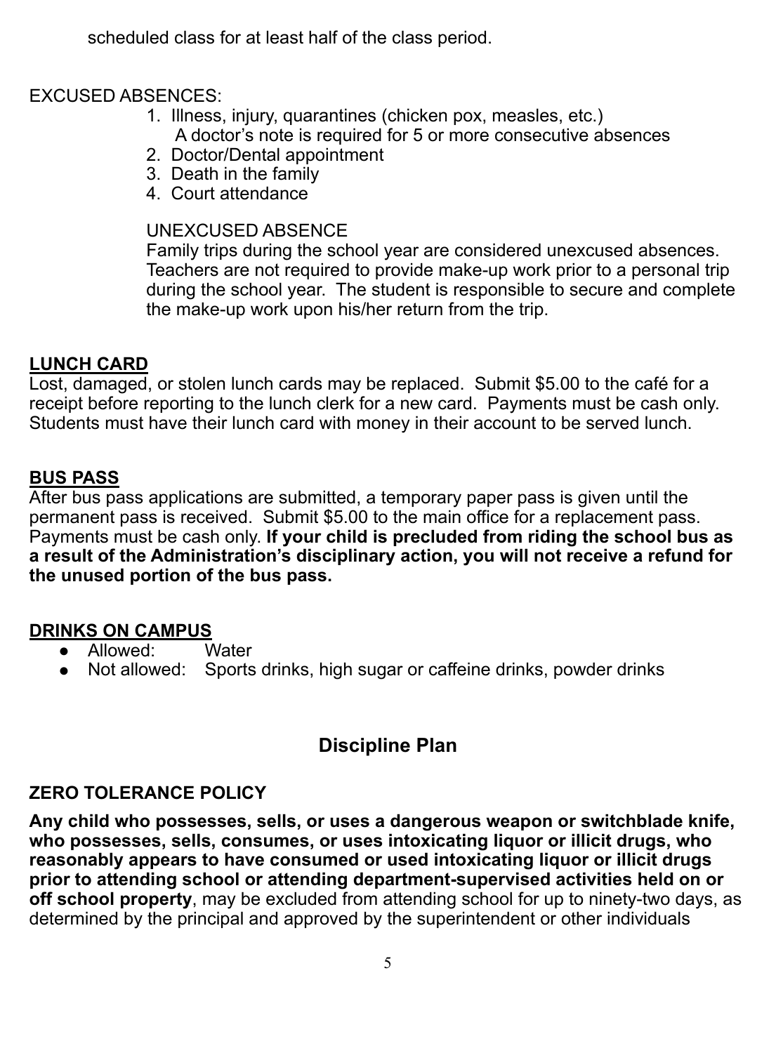scheduled class for at least half of the class period.

EXCUSED ABSENCES:

1. Illness, injury, quarantines (chicken pox, measles, etc.)
   A doctor's note is required for 5 or more consecutive absences
2. Doctor/Dental appointment
3. Death in the family
4. Court attendance

UNEXCUSED ABSENCE

Family trips during the school year are considered unexcused absences. Teachers are not required to provide make-up work prior to a personal trip during the school year. The student is responsible to secure and complete the make-up work upon his/her return from the trip.

## LUNCH CARD

Lost, damaged, or stolen lunch cards may be replaced. Submit $5.00 to the café for a receipt before reporting to the lunch clerk for a new card. Payments must be cash only. Students must have their lunch card with money in their account to be served lunch.

## BUS PASS

After bus pass applications are submitted, a temporary paper pass is given until the permanent pass is received. Submit $5.00 to the main office for a replacement pass. Payments must be cash only. **If your child is precluded from riding the school bus as a result of the Administration's disciplinary action, you will not receive a refund for the unused portion of the bus pass.**

## DRINKS ON CAMPUS

- Allowed: Water
- Not allowed: Sports drinks, high sugar or caffeine drinks, powder drinks

# Discipline Plan

### ZERO TOLERANCE POLICY

**Any child who possesses, sells, or uses a dangerous weapon or switchblade knife, who possesses, sells, consumes, or uses intoxicating liquor or illicit drugs, who reasonably appears to have consumed or used intoxicating liquor or illicit drugs prior to attending school or attending department-supervised activities held on or off school property**, may be excluded from attending school for up to ninety-two days, as determined by the principal and approved by the superintendent or other individuals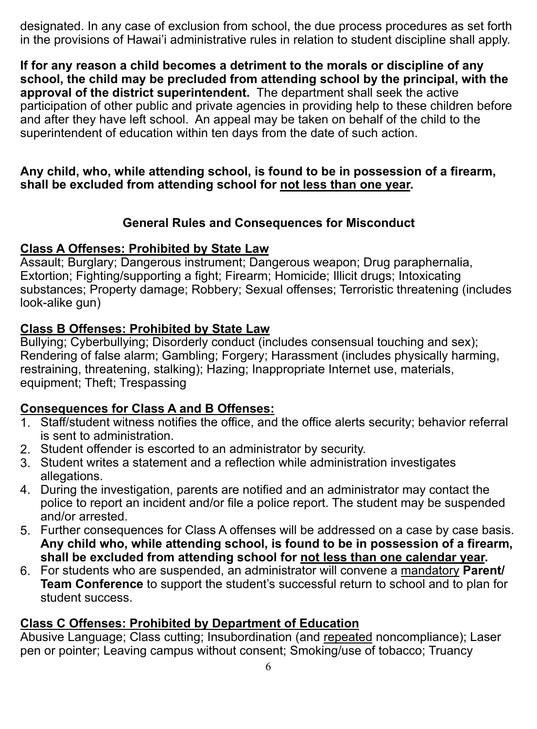designated. In any case of exclusion from school, the due process procedures as set forth in the provisions of Hawai'i administrative rules in relation to student discipline shall apply.

**If for any reason a child becomes a detriment to the morals or discipline of any school, the child may be precluded from attending school by the principal, with the approval of the district superintendent.** The department shall seek the active participation of other public and private agencies in providing help to these children before and after they have left school. An appeal may be taken on behalf of the child to the superintendent of education within ten days from the date of such action.

**Any child, who, while attending school, is found to be in possession of a firearm, shall be excluded from attending school for <u>not less than one year</u>.**

### General Rules and Consequences for Misconduct

**<u>Class A Offenses: Prohibited by State Law</u>**
Assault; Burglary; Dangerous instrument; Dangerous weapon; Drug paraphernalia, Extortion; Fighting/supporting a fight; Firearm; Homicide; Illicit drugs; Intoxicating substances; Property damage; Robbery; Sexual offenses; Terroristic threatening (includes look-alike gun)

**<u>Class B Offenses: Prohibited by State Law</u>**
Bullying; Cyberbullying; Disorderly conduct (includes consensual touching and sex); Rendering of false alarm; Gambling; Forgery; Harassment (includes physically harming, restraining, threatening, stalking); Hazing; Inappropriate Internet use, materials, equipment; Theft; Trespassing

**<u>Consequences for Class A and B Offenses:</u>**

1. Staff/student witness notifies the office, and the office alerts security; behavior referral is sent to administration.
2. Student offender is escorted to an administrator by security.
3. Student writes a statement and a reflection while administration investigates allegations.
4. During the investigation, parents are notified and an administrator may contact the police to report an incident and/or file a police report. The student may be suspended and/or arrested.
5. Further consequences for Class A offenses will be addressed on a case by case basis. **Any child who, while attending school, is found to be in possession of a firearm, shall be excluded from attending school for <u>not less than one calendar year</u>.**
6. For students who are suspended, an administrator will convene a <u>mandatory</u> **Parent/ Team Conference** to support the student's successful return to school and to plan for student success.

**<u>Class C Offenses: Prohibited by Department of Education</u>**
Abusive Language; Class cutting; Insubordination (and <u>repeated</u> noncompliance); Laser pen or pointer; Leaving campus without consent; Smoking/use of tobacco; Truancy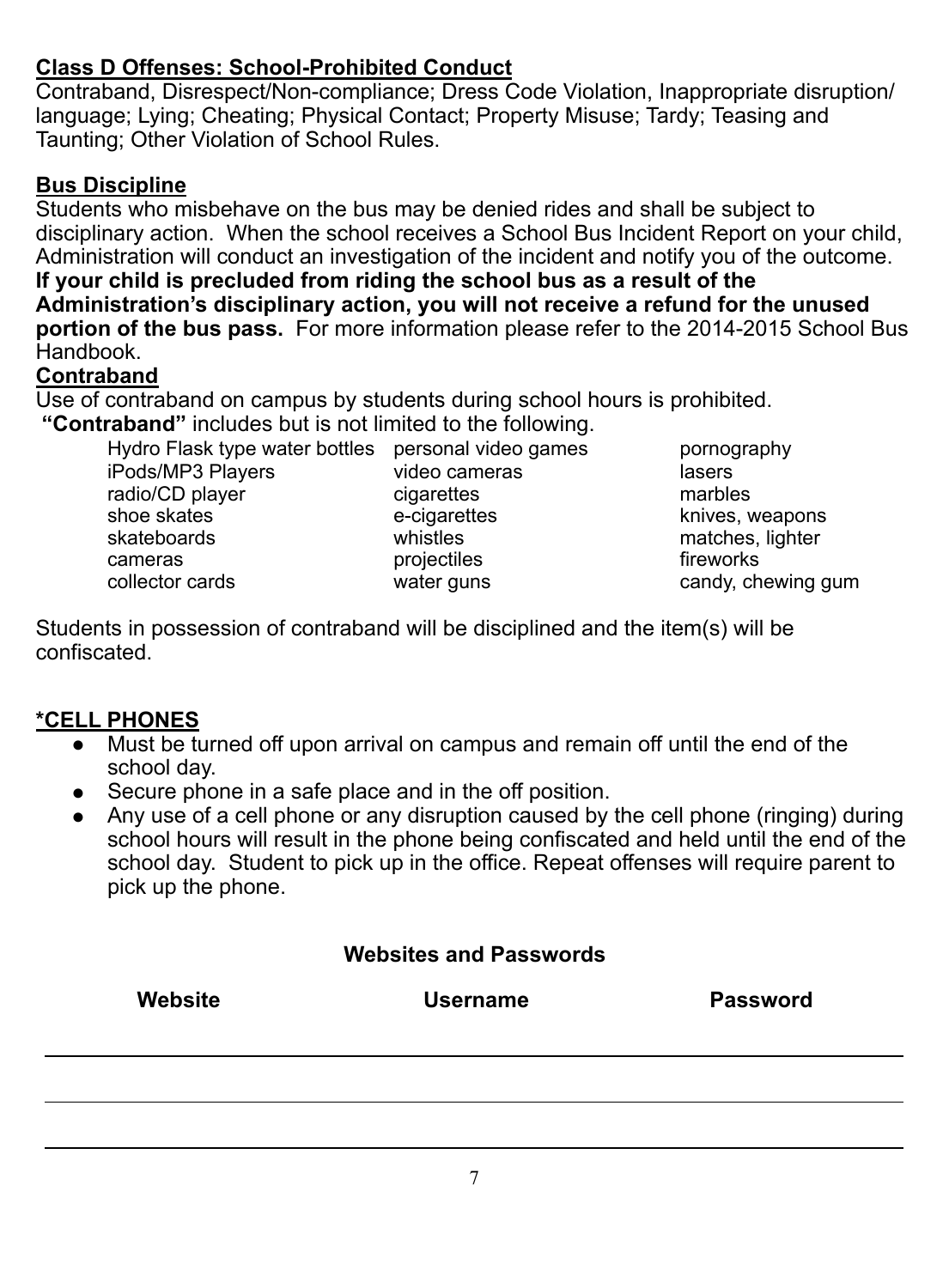**Class D Offenses: School-Prohibited Conduct**

Contraband, Disrespect/Non-compliance; Dress Code Violation, Inappropriate disruption/ language; Lying; Cheating; Physical Contact; Property Misuse; Tardy; Teasing and Taunting; Other Violation of School Rules.

**Bus Discipline**

Students who misbehave on the bus may be denied rides and shall be subject to disciplinary action. When the school receives a School Bus Incident Report on your child, Administration will conduct an investigation of the incident and notify you of the outcome. **If your child is precluded from riding the school bus as a result of the Administration's disciplinary action, you will not receive a refund for the unused portion of the bus pass.** For more information please refer to the 2014-2015 School Bus Handbook.

**Contraband**

Use of contraband on campus by students during school hours is prohibited.

**"Contraband"** includes but is not limited to the following.

| | | |
|---|---|---|
| Hydro Flask type water bottles | personal video games | pornography |
| iPods/MP3 Players | video cameras | lasers |
| radio/CD player | cigarettes | marbles |
| shoe skates | e-cigarettes | knives, weapons |
| skateboards | whistles | matches, lighter |
| cameras | projectiles | fireworks |
| collector cards | water guns | candy, chewing gum |

Students in possession of contraband will be disciplined and the item(s) will be confiscated.

**\*CELL PHONES**

- Must be turned off upon arrival on campus and remain off until the end of the school day.
- Secure phone in a safe place and in the off position.
- Any use of a cell phone or any disruption caused by the cell phone (ringing) during school hours will result in the phone being confiscated and held until the end of the school day. Student to pick up in the office. Repeat offenses will require parent to pick up the phone.

**Websites and Passwords**

| Website | Username | Password |
|---|---|---|
| | | |
| | | |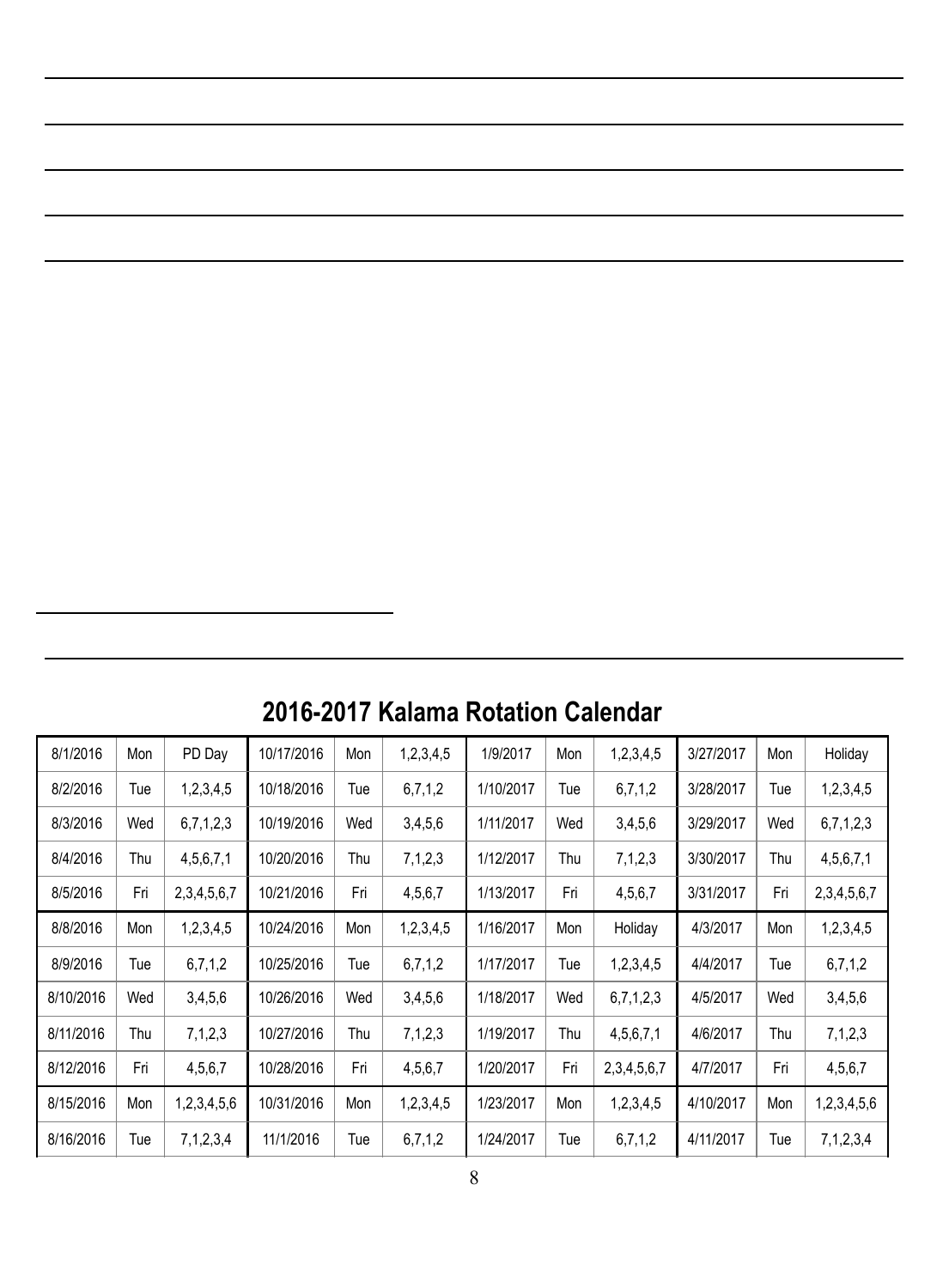## 2016-2017 Kalama Rotation Calendar

| | | | | | | | | | | | |
|---|---|---|---|---|---|---|---|---|---|---|---|
| 8/1/2016 | Mon | PD Day | 10/17/2016 | Mon | 1,2,3,4,5 | 1/9/2017 | Mon | 1,2,3,4,5 | 3/27/2017 | Mon | Holiday |
| 8/2/2016 | Tue | 1,2,3,4,5 | 10/18/2016 | Tue | 6,7,1,2 | 1/10/2017 | Tue | 6,7,1,2 | 3/28/2017 | Tue | 1,2,3,4,5 |
| 8/3/2016 | Wed | 6,7,1,2,3 | 10/19/2016 | Wed | 3,4,5,6 | 1/11/2017 | Wed | 3,4,5,6 | 3/29/2017 | Wed | 6,7,1,2,3 |
| 8/4/2016 | Thu | 4,5,6,7,1 | 10/20/2016 | Thu | 7,1,2,3 | 1/12/2017 | Thu | 7,1,2,3 | 3/30/2017 | Thu | 4,5,6,7,1 |
| 8/5/2016 | Fri | 2,3,4,5,6,7 | 10/21/2016 | Fri | 4,5,6,7 | 1/13/2017 | Fri | 4,5,6,7 | 3/31/2017 | Fri | 2,3,4,5,6,7 |
| 8/8/2016 | Mon | 1,2,3,4,5 | 10/24/2016 | Mon | 1,2,3,4,5 | 1/16/2017 | Mon | Holiday | 4/3/2017 | Mon | 1,2,3,4,5 |
| 8/9/2016 | Tue | 6,7,1,2 | 10/25/2016 | Tue | 6,7,1,2 | 1/17/2017 | Tue | 1,2,3,4,5 | 4/4/2017 | Tue | 6,7,1,2 |
| 8/10/2016 | Wed | 3,4,5,6 | 10/26/2016 | Wed | 3,4,5,6 | 1/18/2017 | Wed | 6,7,1,2,3 | 4/5/2017 | Wed | 3,4,5,6 |
| 8/11/2016 | Thu | 7,1,2,3 | 10/27/2016 | Thu | 7,1,2,3 | 1/19/2017 | Thu | 4,5,6,7,1 | 4/6/2017 | Thu | 7,1,2,3 |
| 8/12/2016 | Fri | 4,5,6,7 | 10/28/2016 | Fri | 4,5,6,7 | 1/20/2017 | Fri | 2,3,4,5,6,7 | 4/7/2017 | Fri | 4,5,6,7 |
| 8/15/2016 | Mon | 1,2,3,4,5,6 | 10/31/2016 | Mon | 1,2,3,4,5 | 1/23/2017 | Mon | 1,2,3,4,5 | 4/10/2017 | Mon | 1,2,3,4,5,6 |
| 8/16/2016 | Tue | 7,1,2,3,4 | 11/1/2016 | Tue | 6,7,1,2 | 1/24/2017 | Tue | 6,7,1,2 | 4/11/2017 | Tue | 7,1,2,3,4 |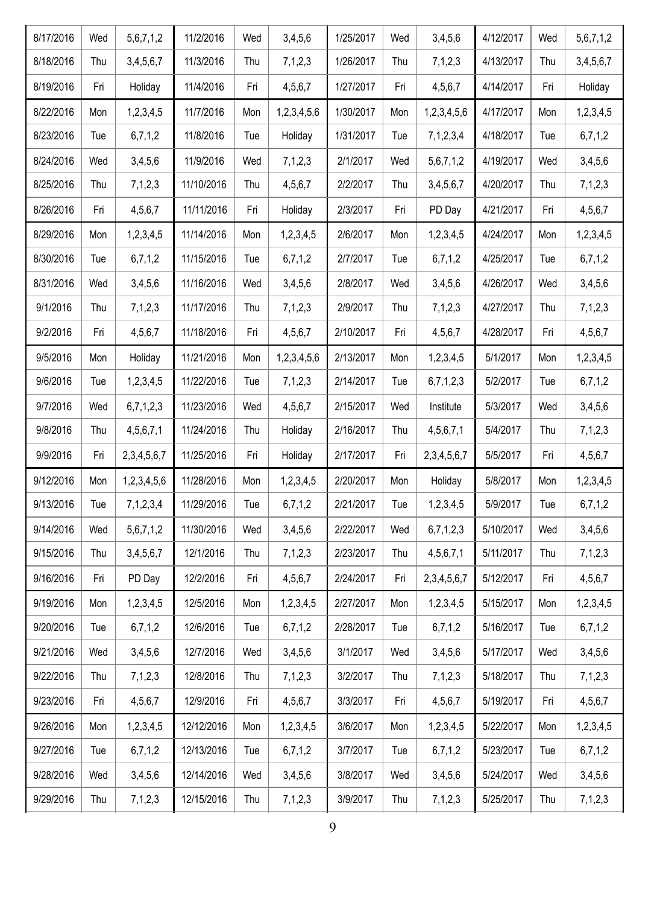| | | | | | | | | | | | |
|---|---|---|---|---|---|---|---|---|---|---|---|
| 8/17/2016 | Wed | 5,6,7,1,2 | 11/2/2016 | Wed | 3,4,5,6 | 1/25/2017 | Wed | 3,4,5,6 | 4/12/2017 | Wed | 5,6,7,1,2 |
| 8/18/2016 | Thu | 3,4,5,6,7 | 11/3/2016 | Thu | 7,1,2,3 | 1/26/2017 | Thu | 7,1,2,3 | 4/13/2017 | Thu | 3,4,5,6,7 |
| 8/19/2016 | Fri | Holiday | 11/4/2016 | Fri | 4,5,6,7 | 1/27/2017 | Fri | 4,5,6,7 | 4/14/2017 | Fri | Holiday |
| 8/22/2016 | Mon | 1,2,3,4,5 | 11/7/2016 | Mon | 1,2,3,4,5,6 | 1/30/2017 | Mon | 1,2,3,4,5,6 | 4/17/2017 | Mon | 1,2,3,4,5 |
| 8/23/2016 | Tue | 6,7,1,2 | 11/8/2016 | Tue | Holiday | 1/31/2017 | Tue | 7,1,2,3,4 | 4/18/2017 | Tue | 6,7,1,2 |
| 8/24/2016 | Wed | 3,4,5,6 | 11/9/2016 | Wed | 7,1,2,3 | 2/1/2017 | Wed | 5,6,7,1,2 | 4/19/2017 | Wed | 3,4,5,6 |
| 8/25/2016 | Thu | 7,1,2,3 | 11/10/2016 | Thu | 4,5,6,7 | 2/2/2017 | Thu | 3,4,5,6,7 | 4/20/2017 | Thu | 7,1,2,3 |
| 8/26/2016 | Fri | 4,5,6,7 | 11/11/2016 | Fri | Holiday | 2/3/2017 | Fri | PD Day | 4/21/2017 | Fri | 4,5,6,7 |
| 8/29/2016 | Mon | 1,2,3,4,5 | 11/14/2016 | Mon | 1,2,3,4,5 | 2/6/2017 | Mon | 1,2,3,4,5 | 4/24/2017 | Mon | 1,2,3,4,5 |
| 8/30/2016 | Tue | 6,7,1,2 | 11/15/2016 | Tue | 6,7,1,2 | 2/7/2017 | Tue | 6,7,1,2 | 4/25/2017 | Tue | 6,7,1,2 |
| 8/31/2016 | Wed | 3,4,5,6 | 11/16/2016 | Wed | 3,4,5,6 | 2/8/2017 | Wed | 3,4,5,6 | 4/26/2017 | Wed | 3,4,5,6 |
| 9/1/2016 | Thu | 7,1,2,3 | 11/17/2016 | Thu | 7,1,2,3 | 2/9/2017 | Thu | 7,1,2,3 | 4/27/2017 | Thu | 7,1,2,3 |
| 9/2/2016 | Fri | 4,5,6,7 | 11/18/2016 | Fri | 4,5,6,7 | 2/10/2017 | Fri | 4,5,6,7 | 4/28/2017 | Fri | 4,5,6,7 |
| 9/5/2016 | Mon | Holiday | 11/21/2016 | Mon | 1,2,3,4,5,6 | 2/13/2017 | Mon | 1,2,3,4,5 | 5/1/2017 | Mon | 1,2,3,4,5 |
| 9/6/2016 | Tue | 1,2,3,4,5 | 11/22/2016 | Tue | 7,1,2,3 | 2/14/2017 | Tue | 6,7,1,2,3 | 5/2/2017 | Tue | 6,7,1,2 |
| 9/7/2016 | Wed | 6,7,1,2,3 | 11/23/2016 | Wed | 4,5,6,7 | 2/15/2017 | Wed | Institute | 5/3/2017 | Wed | 3,4,5,6 |
| 9/8/2016 | Thu | 4,5,6,7,1 | 11/24/2016 | Thu | Holiday | 2/16/2017 | Thu | 4,5,6,7,1 | 5/4/2017 | Thu | 7,1,2,3 |
| 9/9/2016 | Fri | 2,3,4,5,6,7 | 11/25/2016 | Fri | Holiday | 2/17/2017 | Fri | 2,3,4,5,6,7 | 5/5/2017 | Fri | 4,5,6,7 |
| 9/12/2016 | Mon | 1,2,3,4,5,6 | 11/28/2016 | Mon | 1,2,3,4,5 | 2/20/2017 | Mon | Holiday | 5/8/2017 | Mon | 1,2,3,4,5 |
| 9/13/2016 | Tue | 7,1,2,3,4 | 11/29/2016 | Tue | 6,7,1,2 | 2/21/2017 | Tue | 1,2,3,4,5 | 5/9/2017 | Tue | 6,7,1,2 |
| 9/14/2016 | Wed | 5,6,7,1,2 | 11/30/2016 | Wed | 3,4,5,6 | 2/22/2017 | Wed | 6,7,1,2,3 | 5/10/2017 | Wed | 3,4,5,6 |
| 9/15/2016 | Thu | 3,4,5,6,7 | 12/1/2016 | Thu | 7,1,2,3 | 2/23/2017 | Thu | 4,5,6,7,1 | 5/11/2017 | Thu | 7,1,2,3 |
| 9/16/2016 | Fri | PD Day | 12/2/2016 | Fri | 4,5,6,7 | 2/24/2017 | Fri | 2,3,4,5,6,7 | 5/12/2017 | Fri | 4,5,6,7 |
| 9/19/2016 | Mon | 1,2,3,4,5 | 12/5/2016 | Mon | 1,2,3,4,5 | 2/27/2017 | Mon | 1,2,3,4,5 | 5/15/2017 | Mon | 1,2,3,4,5 |
| 9/20/2016 | Tue | 6,7,1,2 | 12/6/2016 | Tue | 6,7,1,2 | 2/28/2017 | Tue | 6,7,1,2 | 5/16/2017 | Tue | 6,7,1,2 |
| 9/21/2016 | Wed | 3,4,5,6 | 12/7/2016 | Wed | 3,4,5,6 | 3/1/2017 | Wed | 3,4,5,6 | 5/17/2017 | Wed | 3,4,5,6 |
| 9/22/2016 | Thu | 7,1,2,3 | 12/8/2016 | Thu | 7,1,2,3 | 3/2/2017 | Thu | 7,1,2,3 | 5/18/2017 | Thu | 7,1,2,3 |
| 9/23/2016 | Fri | 4,5,6,7 | 12/9/2016 | Fri | 4,5,6,7 | 3/3/2017 | Fri | 4,5,6,7 | 5/19/2017 | Fri | 4,5,6,7 |
| 9/26/2016 | Mon | 1,2,3,4,5 | 12/12/2016 | Mon | 1,2,3,4,5 | 3/6/2017 | Mon | 1,2,3,4,5 | 5/22/2017 | Mon | 1,2,3,4,5 |
| 9/27/2016 | Tue | 6,7,1,2 | 12/13/2016 | Tue | 6,7,1,2 | 3/7/2017 | Tue | 6,7,1,2 | 5/23/2017 | Tue | 6,7,1,2 |
| 9/28/2016 | Wed | 3,4,5,6 | 12/14/2016 | Wed | 3,4,5,6 | 3/8/2017 | Wed | 3,4,5,6 | 5/24/2017 | Wed | 3,4,5,6 |
| 9/29/2016 | Thu | 7,1,2,3 | 12/15/2016 | Thu | 7,1,2,3 | 3/9/2017 | Thu | 7,1,2,3 | 5/25/2017 | Thu | 7,1,2,3 |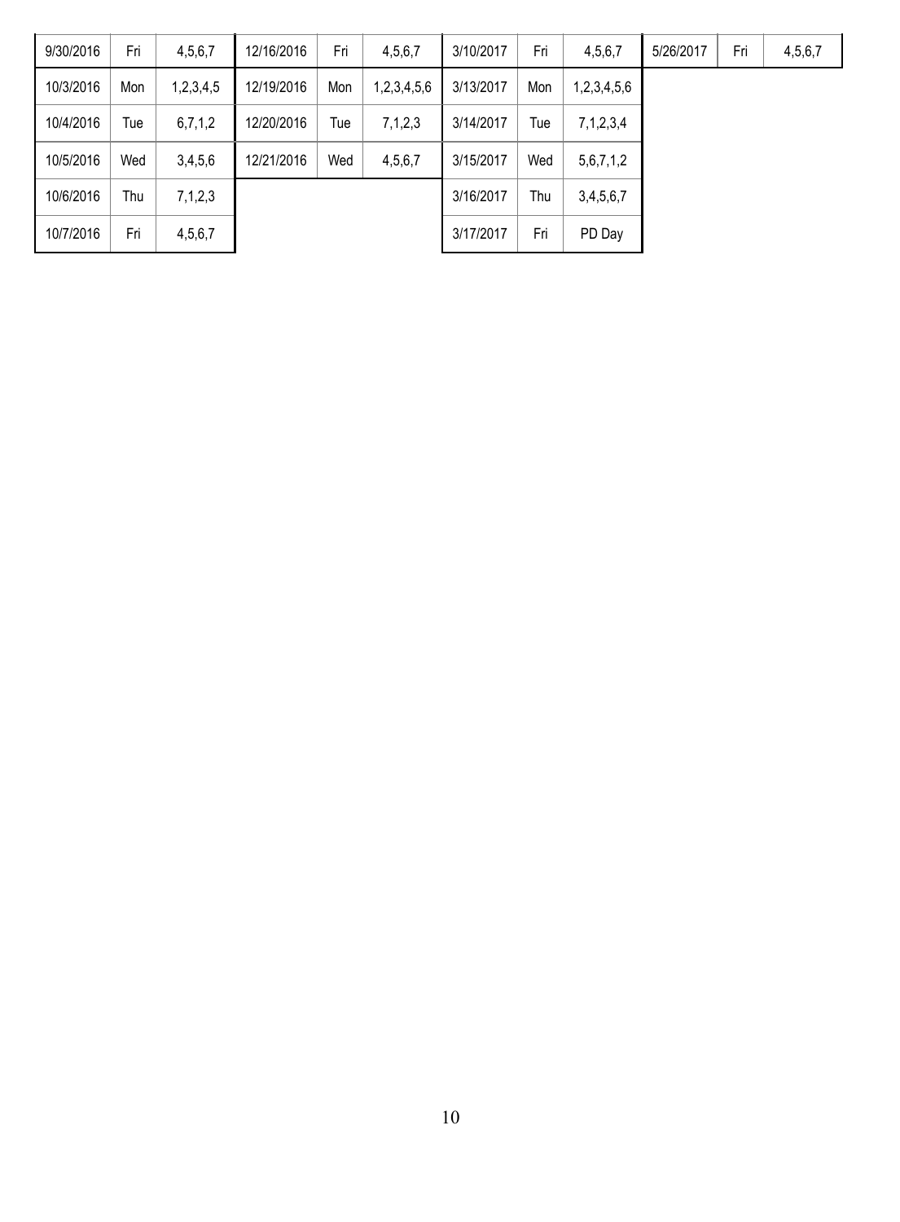| | | | | | | | | | | | |
|---|---|---|---|---|---|---|---|---|---|---|---|
| 9/30/2016 | Fri | 4,5,6,7 | 12/16/2016 | Fri | 4,5,6,7 | 3/10/2017 | Fri | 4,5,6,7 | 5/26/2017 | Fri | 4,5,6,7 |
| 10/3/2016 | Mon | 1,2,3,4,5 | 12/19/2016 | Mon | 1,2,3,4,5,6 | 3/13/2017 | Mon | 1,2,3,4,5,6 | | | |
| 10/4/2016 | Tue | 6,7,1,2 | 12/20/2016 | Tue | 7,1,2,3 | 3/14/2017 | Tue | 7,1,2,3,4 | | | |
| 10/5/2016 | Wed | 3,4,5,6 | 12/21/2016 | Wed | 4,5,6,7 | 3/15/2017 | Wed | 5,6,7,1,2 | | | |
| 10/6/2016 | Thu | 7,1,2,3 | | | | 3/16/2017 | Thu | 3,4,5,6,7 | | | |
| 10/7/2016 | Fri | 4,5,6,7 | | | | 3/17/2017 | Fri | PD Day | | | |